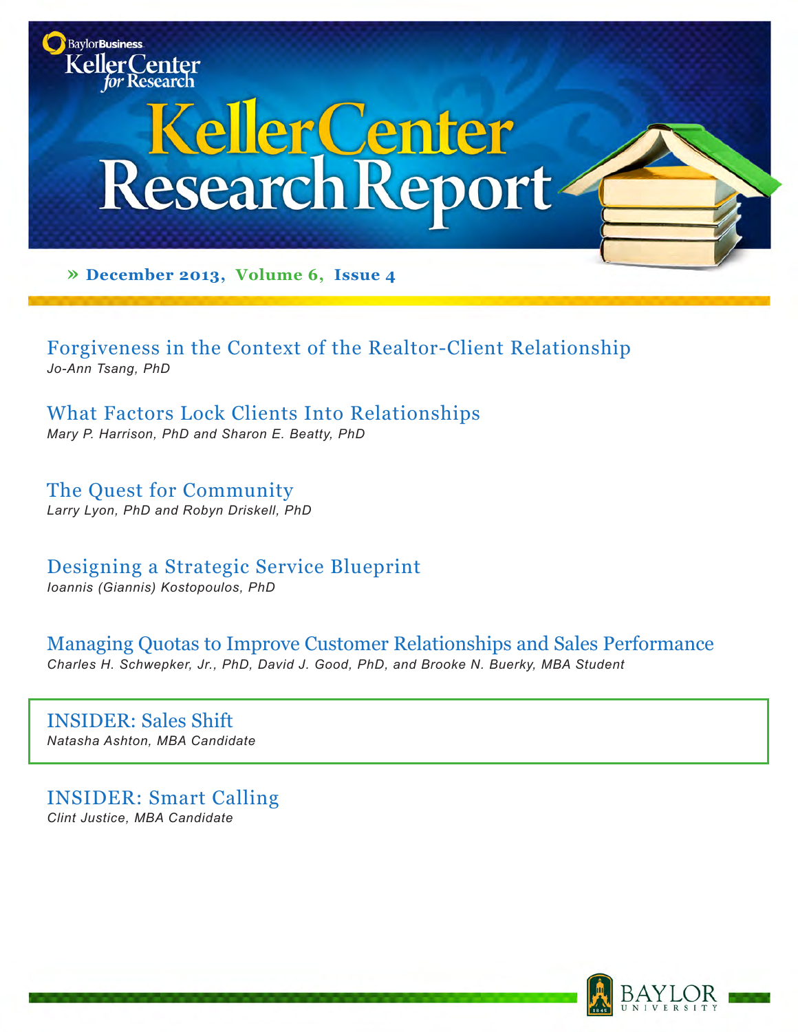Baylor Business Keller Center for Research

# Keller Center Research Report

» **December 2013, Volume 6, Issue 4**

## Forgiveness in the Context of the Realtor-Client Relationship
*Jo-Ann Tsang, PhD*

## What Factors Lock Clients Into Relationships
*Mary P. Harrison, PhD and Sharon E. Beatty, PhD*

## The Quest for Community
*Larry Lyon, PhD and Robyn Driskell, PhD*

## Designing a Strategic Service Blueprint
*Ioannis (Giannis) Kostopoulos, PhD*

## Managing Quotas to Improve Customer Relationships and Sales Performance
*Charles H. Schwepker, Jr., PhD, David J. Good, PhD, and Brooke N. Buerky, MBA Student*

## INSIDER: Sales Shift
*Natasha Ashton, MBA Candidate*

## INSIDER: Smart Calling
*Clint Justice, MBA Candidate*

BAYLOR UNIVERSITY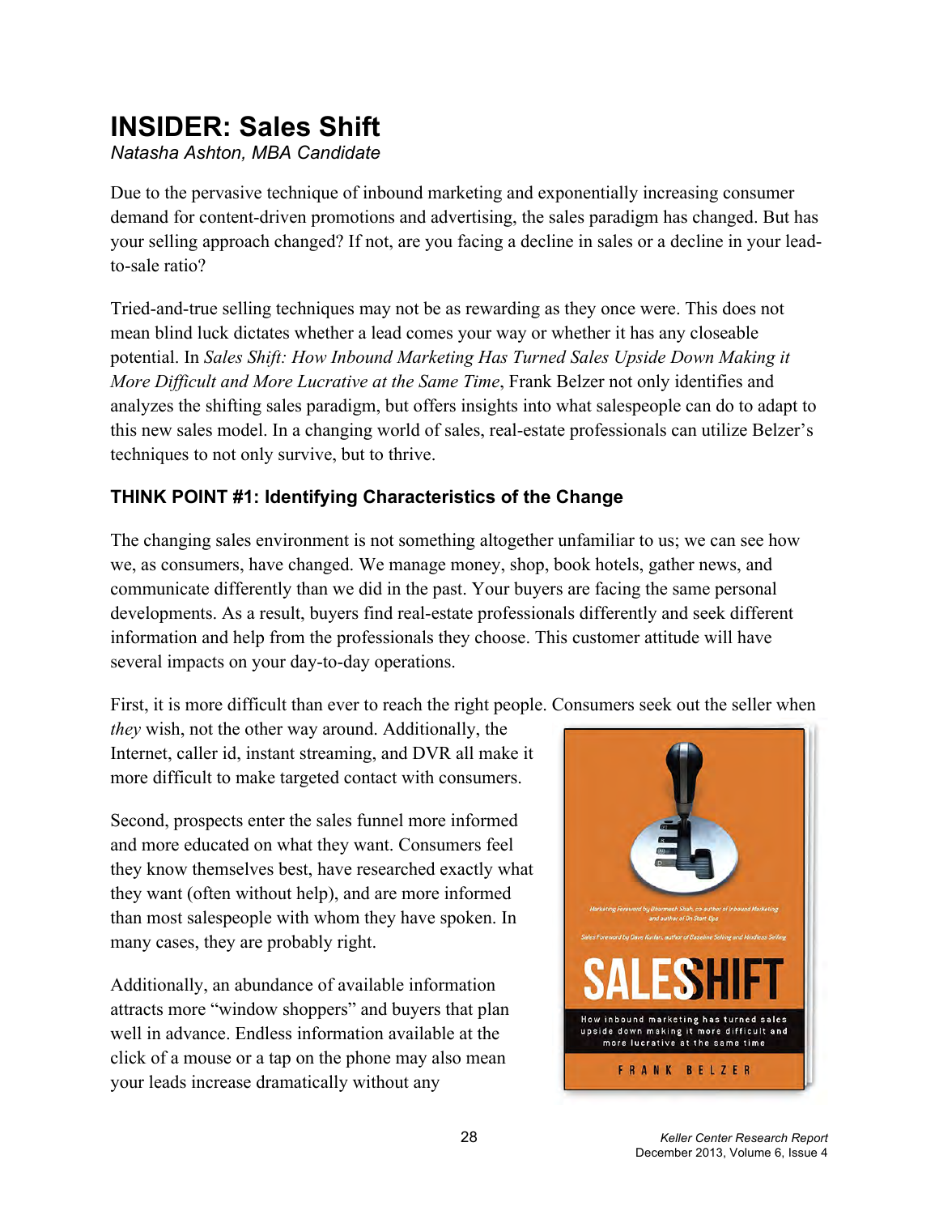# INSIDER: Sales Shift

*Natasha Ashton, MBA Candidate*

Due to the pervasive technique of inbound marketing and exponentially increasing consumer demand for content-driven promotions and advertising, the sales paradigm has changed. But has your selling approach changed? If not, are you facing a decline in sales or a decline in your lead-to-sale ratio?

Tried-and-true selling techniques may not be as rewarding as they once were. This does not mean blind luck dictates whether a lead comes your way or whether it has any closeable potential. In *Sales Shift: How Inbound Marketing Has Turned Sales Upside Down Making it More Difficult and More Lucrative at the Same Time*, Frank Belzer not only identifies and analyzes the shifting sales paradigm, but offers insights into what salespeople can do to adapt to this new sales model. In a changing world of sales, real-estate professionals can utilize Belzer's techniques to not only survive, but to thrive.

### THINK POINT #1: Identifying Characteristics of the Change

The changing sales environment is not something altogether unfamiliar to us; we can see how we, as consumers, have changed. We manage money, shop, book hotels, gather news, and communicate differently than we did in the past. Your buyers are facing the same personal developments. As a result, buyers find real-estate professionals differently and seek different information and help from the professionals they choose. This customer attitude will have several impacts on your day-to-day operations.

First, it is more difficult than ever to reach the right people. Consumers seek out the seller when *they* wish, not the other way around. Additionally, the Internet, caller id, instant streaming, and DVR all make it more difficult to make targeted contact with consumers.

Second, prospects enter the sales funnel more informed and more educated on what they want. Consumers feel they know themselves best, have researched exactly what they want (often without help), and are more informed than most salespeople with whom they have spoken. In many cases, they are probably right.

Additionally, an abundance of available information attracts more "window shoppers" and buyers that plan well in advance. Endless information available at the click of a mouse or a tap on the phone may also mean your leads increase dramatically without any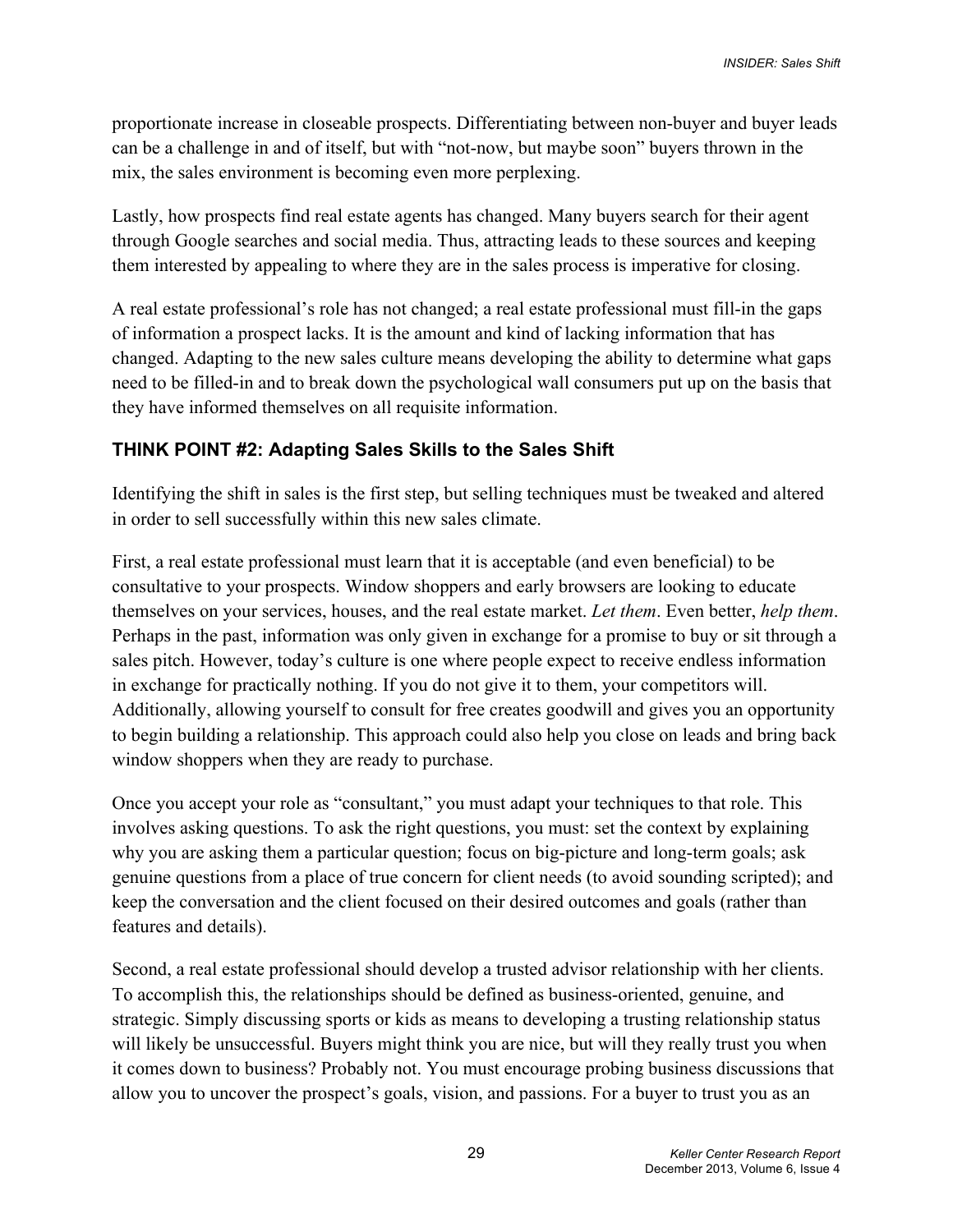proportionate increase in closeable prospects. Differentiating between non-buyer and buyer leads can be a challenge in and of itself, but with "not-now, but maybe soon" buyers thrown in the mix, the sales environment is becoming even more perplexing.

Lastly, how prospects find real estate agents has changed. Many buyers search for their agent through Google searches and social media. Thus, attracting leads to these sources and keeping them interested by appealing to where they are in the sales process is imperative for closing.

A real estate professional's role has not changed; a real estate professional must fill-in the gaps of information a prospect lacks. It is the amount and kind of lacking information that has changed. Adapting to the new sales culture means developing the ability to determine what gaps need to be filled-in and to break down the psychological wall consumers put up on the basis that they have informed themselves on all requisite information.

### THINK POINT #2: Adapting Sales Skills to the Sales Shift

Identifying the shift in sales is the first step, but selling techniques must be tweaked and altered in order to sell successfully within this new sales climate.

First, a real estate professional must learn that it is acceptable (and even beneficial) to be consultative to your prospects. Window shoppers and early browsers are looking to educate themselves on your services, houses, and the real estate market. *Let them*. Even better, *help them*. Perhaps in the past, information was only given in exchange for a promise to buy or sit through a sales pitch. However, today's culture is one where people expect to receive endless information in exchange for practically nothing. If you do not give it to them, your competitors will. Additionally, allowing yourself to consult for free creates goodwill and gives you an opportunity to begin building a relationship. This approach could also help you close on leads and bring back window shoppers when they are ready to purchase.

Once you accept your role as "consultant," you must adapt your techniques to that role. This involves asking questions. To ask the right questions, you must: set the context by explaining why you are asking them a particular question; focus on big-picture and long-term goals; ask genuine questions from a place of true concern for client needs (to avoid sounding scripted); and keep the conversation and the client focused on their desired outcomes and goals (rather than features and details).

Second, a real estate professional should develop a trusted advisor relationship with her clients. To accomplish this, the relationships should be defined as business-oriented, genuine, and strategic. Simply discussing sports or kids as means to developing a trusting relationship status will likely be unsuccessful. Buyers might think you are nice, but will they really trust you when it comes down to business? Probably not. You must encourage probing business discussions that allow you to uncover the prospect's goals, vision, and passions. For a buyer to trust you as an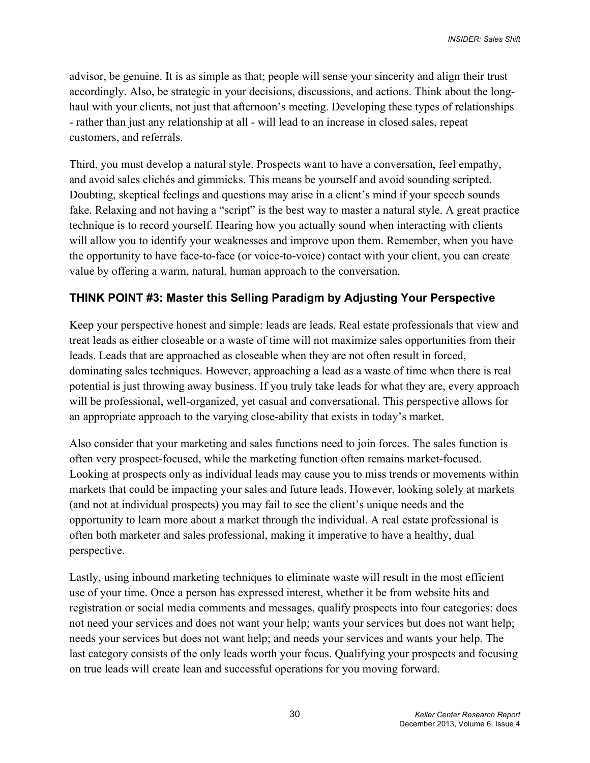advisor, be genuine. It is as simple as that; people will sense your sincerity and align their trust accordingly. Also, be strategic in your decisions, discussions, and actions. Think about the long-haul with your clients, not just that afternoon's meeting. Developing these types of relationships - rather than just any relationship at all - will lead to an increase in closed sales, repeat customers, and referrals.

Third, you must develop a natural style. Prospects want to have a conversation, feel empathy, and avoid sales clichés and gimmicks. This means be yourself and avoid sounding scripted. Doubting, skeptical feelings and questions may arise in a client's mind if your speech sounds fake. Relaxing and not having a "script" is the best way to master a natural style. A great practice technique is to record yourself. Hearing how you actually sound when interacting with clients will allow you to identify your weaknesses and improve upon them. Remember, when you have the opportunity to have face-to-face (or voice-to-voice) contact with your client, you can create value by offering a warm, natural, human approach to the conversation.

### THINK POINT #3: Master this Selling Paradigm by Adjusting Your Perspective

Keep your perspective honest and simple: leads are leads. Real estate professionals that view and treat leads as either closeable or a waste of time will not maximize sales opportunities from their leads. Leads that are approached as closeable when they are not often result in forced, dominating sales techniques. However, approaching a lead as a waste of time when there is real potential is just throwing away business. If you truly take leads for what they are, every approach will be professional, well-organized, yet casual and conversational. This perspective allows for an appropriate approach to the varying close-ability that exists in today's market.

Also consider that your marketing and sales functions need to join forces. The sales function is often very prospect-focused, while the marketing function often remains market-focused. Looking at prospects only as individual leads may cause you to miss trends or movements within markets that could be impacting your sales and future leads. However, looking solely at markets (and not at individual prospects) you may fail to see the client's unique needs and the opportunity to learn more about a market through the individual. A real estate professional is often both marketer and sales professional, making it imperative to have a healthy, dual perspective.

Lastly, using inbound marketing techniques to eliminate waste will result in the most efficient use of your time. Once a person has expressed interest, whether it be from website hits and registration or social media comments and messages, qualify prospects into four categories: does not need your services and does not want your help; wants your services but does not want help; needs your services but does not want help; and needs your services and wants your help. The last category consists of the only leads worth your focus. Qualifying your prospects and focusing on true leads will create lean and successful operations for you moving forward.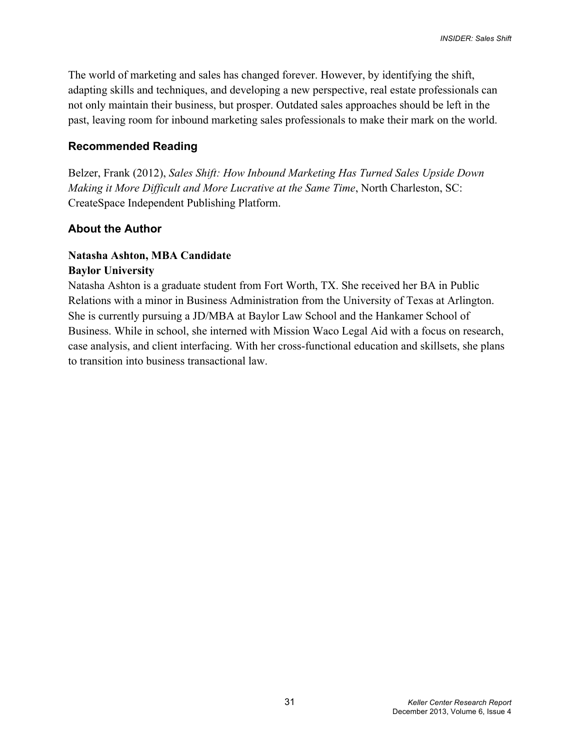The world of marketing and sales has changed forever. However, by identifying the shift, adapting skills and techniques, and developing a new perspective, real estate professionals can not only maintain their business, but prosper. Outdated sales approaches should be left in the past, leaving room for inbound marketing sales professionals to make their mark on the world.

## Recommended Reading

Belzer, Frank (2012), *Sales Shift: How Inbound Marketing Has Turned Sales Upside Down Making it More Difficult and More Lucrative at the Same Time*, North Charleston, SC: CreateSpace Independent Publishing Platform.

## About the Author

**Natasha Ashton, MBA Candidate**
**Baylor University**

Natasha Ashton is a graduate student from Fort Worth, TX. She received her BA in Public Relations with a minor in Business Administration from the University of Texas at Arlington. She is currently pursuing a JD/MBA at Baylor Law School and the Hankamer School of Business. While in school, she interned with Mission Waco Legal Aid with a focus on research, case analysis, and client interfacing. With her cross-functional education and skillsets, she plans to transition into business transactional law.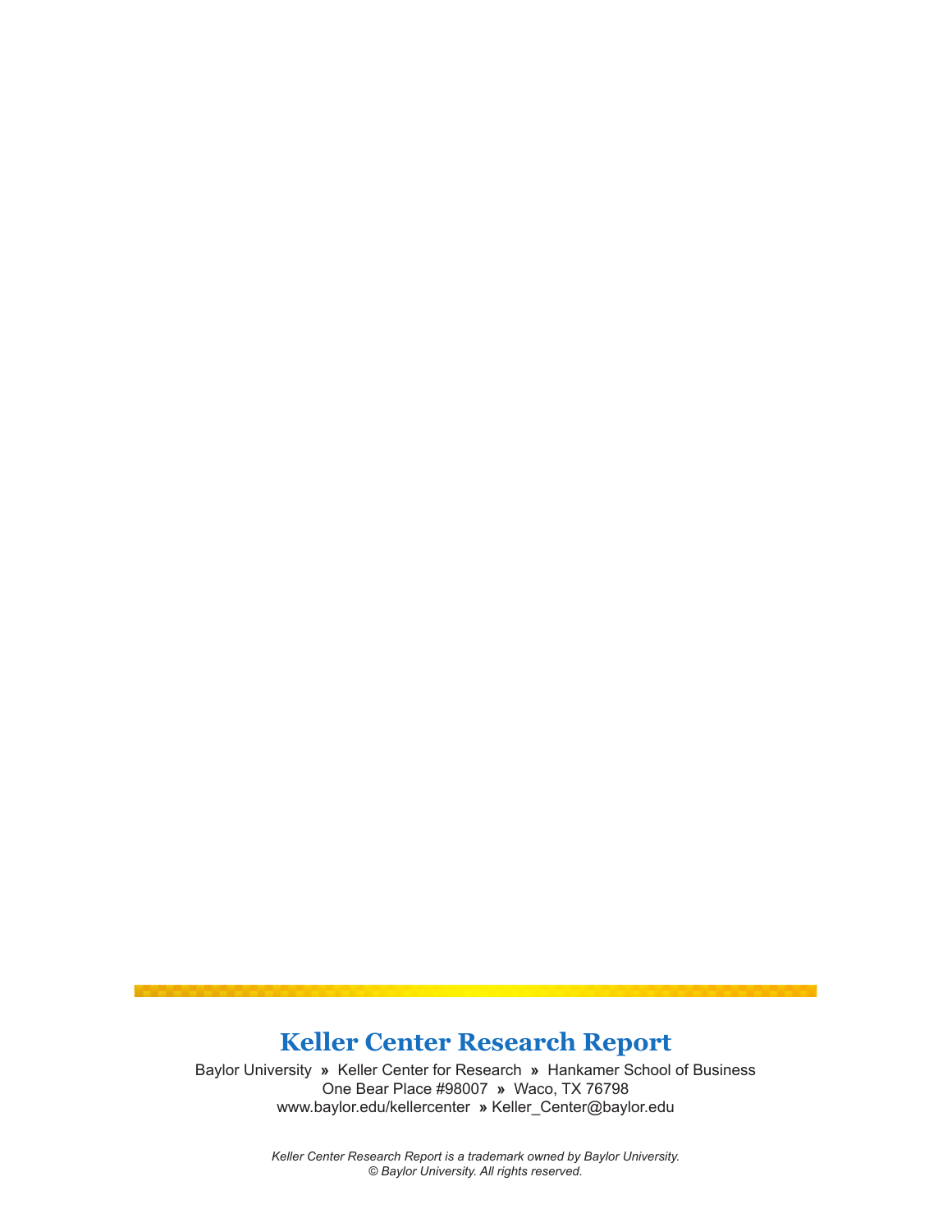## Keller Center Research Report

Baylor University » Keller Center for Research » Hankamer School of Business
One Bear Place #98007 » Waco, TX 76798
www.baylor.edu/kellercenter » Keller_Center@baylor.edu

*Keller Center Research Report is a trademark owned by Baylor University.*
*© Baylor University. All rights reserved.*